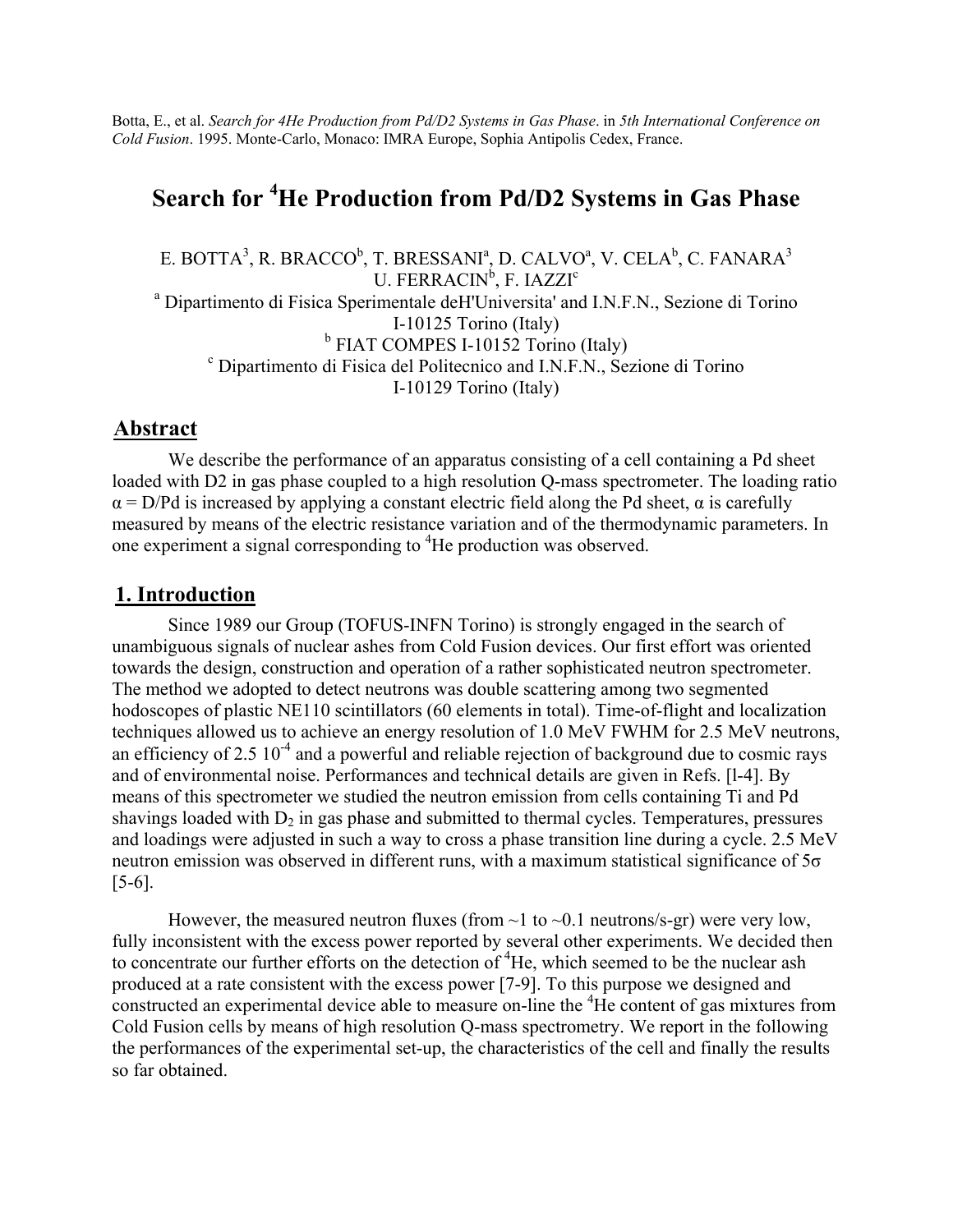Botta, E., et al. *Search for 4He Production from Pd/D2 Systems in Gas Phase*. in *5th International Conference on Cold Fusion*. 1995. Monte-Carlo, Monaco: IMRA Europe, Sophia Antipolis Cedex, France.

# Search for $^4$He Production from Pd/D2 Systems in Gas Phase

E. BOTTA[3], R. BRACCO[b], T. BRESSANI[a], D. CALVO[a], V. CELA[b], C. FANARA[3]
U. FERRACIN[b], F. IAZZI[c]

[a] Dipartimento di Fisica Sperimentale deH'Universita' and I.N.F.N., Sezione di Torino I-10125 Torino (Italy)

[b] FIAT COMPES I-10152 Torino (Italy)

[c] Dipartimento di Fisica del Politecnico and I.N.F.N., Sezione di Torino I-10129 Torino (Italy)

## Abstract

We describe the performance of an apparatus consisting of a cell containing a Pd sheet loaded with D2 in gas phase coupled to a high resolution Q-mass spectrometer. The loading ratio $\alpha$ = D/Pd is increased by applying a constant electric field along the Pd sheet, $\alpha$ is carefully measured by means of the electric resistance variation and of the thermodynamic parameters. In one experiment a signal corresponding to $^4$He production was observed.

## 1. Introduction

Since 1989 our Group (TOFUS-INFN Torino) is strongly engaged in the search of unambiguous signals of nuclear ashes from Cold Fusion devices. Our first effort was oriented towards the design, construction and operation of a rather sophisticated neutron spectrometer. The method we adopted to detect neutrons was double scattering among two segmented hodoscopes of plastic NE110 scintillators (60 elements in total). Time-of-flight and localization techniques allowed us to achieve an energy resolution of 1.0 MeV FWHM for 2.5 MeV neutrons, an efficiency of 2.5 $10^{-4}$ and a powerful and reliable rejection of background due to cosmic rays and of environmental noise. Performances and technical details are given in Refs. [l-4]. By means of this spectrometer we studied the neutron emission from cells containing Ti and Pd shavings loaded with $D_2$ in gas phase and submitted to thermal cycles. Temperatures, pressures and loadings were adjusted in such a way to cross a phase transition line during a cycle. 2.5 MeV neutron emission was observed in different runs, with a maximum statistical significance of 5$\sigma$ [5-6].

However, the measured neutron fluxes (from ~1 to ~0.1 neutrons/s-gr) were very low, fully inconsistent with the excess power reported by several other experiments. We decided then to concentrate our further efforts on the detection of $^4$He, which seemed to be the nuclear ash produced at a rate consistent with the excess power [7-9]. To this purpose we designed and constructed an experimental device able to measure on-line the $^4$He content of gas mixtures from Cold Fusion cells by means of high resolution Q-mass spectrometry. We report in the following the performances of the experimental set-up, the characteristics of the cell and finally the results so far obtained.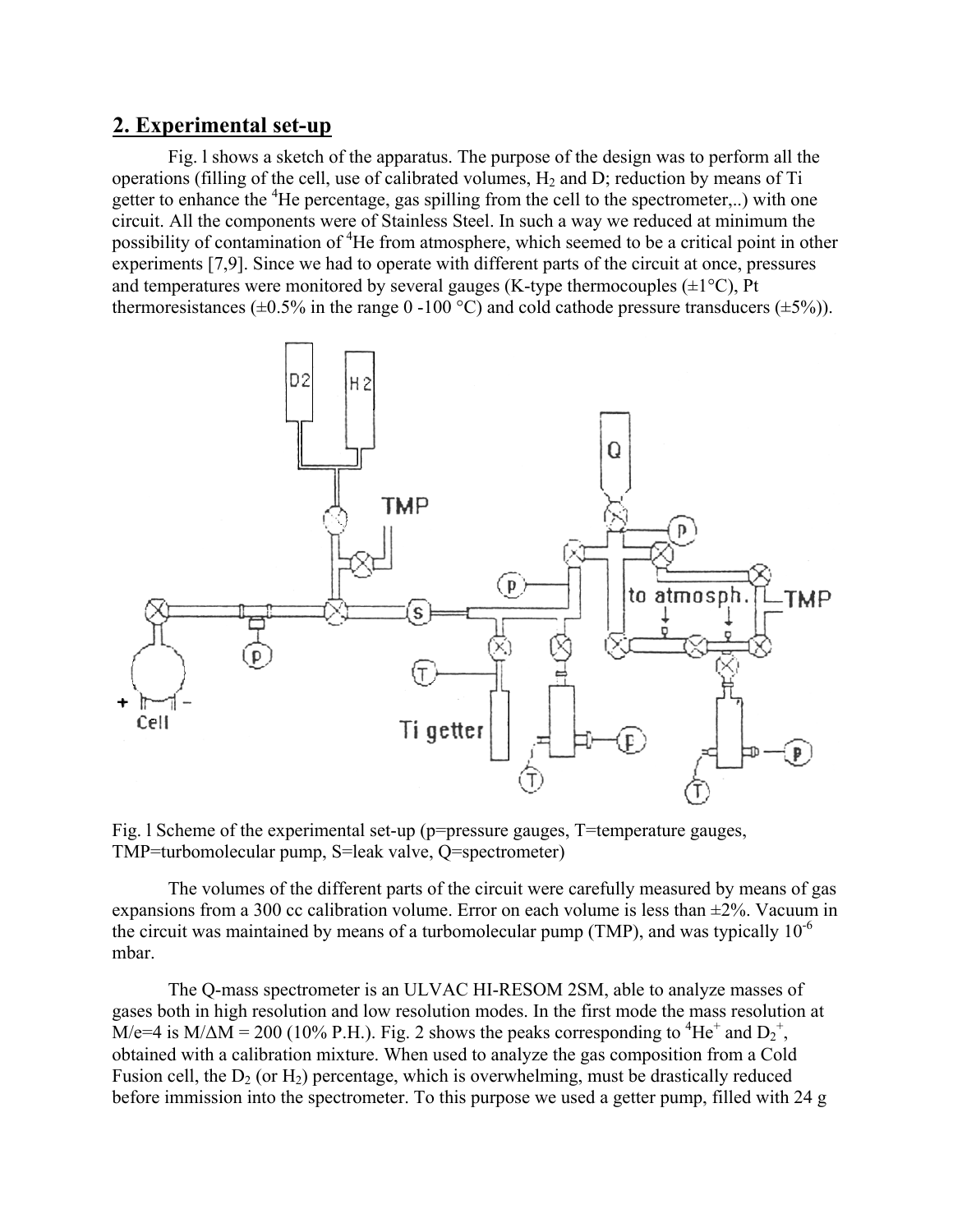## 2. Experimental set-up

Fig. l shows a sketch of the apparatus. The purpose of the design was to perform all the operations (filling of the cell, use of calibrated volumes, $H_2$ and D; reduction by means of Ti getter to enhance the $^4He$ percentage, gas spilling from the cell to the spectrometer,..) with one circuit. All the components were of Stainless Steel. In such a way we reduced at minimum the possibility of contamination of $^4He$ from atmosphere, which seemed to be a critical point in other experiments [7,9]. Since we had to operate with different parts of the circuit at once, pressures and temperatures were monitored by several gauges (K-type thermocouples (±1°C), Pt thermoresistances (±0.5% in the range 0 -100 °C) and cold cathode pressure transducers (±5%)).

Fig. l Scheme of the experimental set-up (p=pressure gauges, T=temperature gauges, TMP=turbomolecular pump, S=leak valve, Q=spectrometer)

The volumes of the different parts of the circuit were carefully measured by means of gas expansions from a 300 cc calibration volume. Error on each volume is less than ±2%. Vacuum in the circuit was maintained by means of a turbomolecular pump (TMP), and was typically $10^{-6}$ mbar.

The Q-mass spectrometer is an ULVAC HI-RESOM 2SM, able to analyze masses of gases both in high resolution and low resolution modes. In the first mode the mass resolution at M/e=4 is M/ΔM = 200 (10% P.H.). Fig. 2 shows the peaks corresponding to $^4He^+$ and $D_2^+$, obtained with a calibration mixture. When used to analyze the gas composition from a Cold Fusion cell, the $D_2$ (or $H_2$) percentage, which is overwhelming, must be drastically reduced before immission into the spectrometer. To this purpose we used a getter pump, filled with 24 g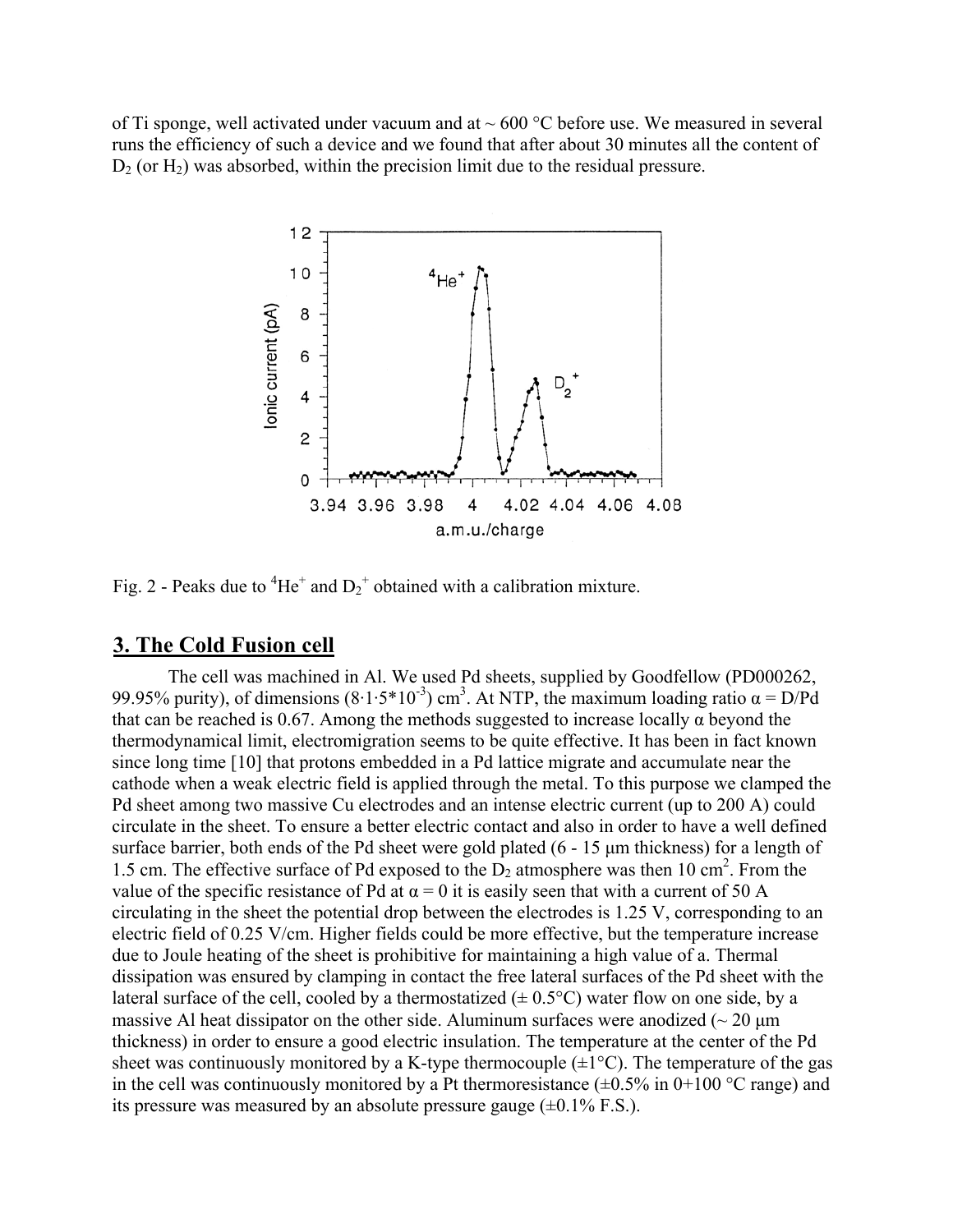of Ti sponge, well activated under vacuum and at ~ 600 °C before use. We measured in several runs the efficiency of such a device and we found that after about 30 minutes all the content of $D_2$ (or $H_2$) was absorbed, within the precision limit due to the residual pressure.

Fig. 2 - Peaks due to $^4He^+$ and $D_2^+$ obtained with a calibration mixture.

## 3. The Cold Fusion cell

The cell was machined in Al. We used Pd sheets, supplied by Goodfellow (PD000262, 99.95% purity), of dimensions $(8 \cdot 1 \cdot 5 * 10^{-3})$ cm$^3$. At NTP, the maximum loading ratio α = D/Pd that can be reached is 0.67. Among the methods suggested to increase locally α beyond the thermodynamical limit, electromigration seems to be quite effective. It has been in fact known since long time [10] that protons embedded in a Pd lattice migrate and accumulate near the cathode when a weak electric field is applied through the metal. To this purpose we clamped the Pd sheet among two massive Cu electrodes and an intense electric current (up to 200 A) could circulate in the sheet. To ensure a better electric contact and also in order to have a well defined surface barrier, both ends of the Pd sheet were gold plated (6 - 15 µm thickness) for a length of 1.5 cm. The effective surface of Pd exposed to the $D_2$ atmosphere was then 10 cm$^2$. From the value of the specific resistance of Pd at α = 0 it is easily seen that with a current of 50 A circulating in the sheet the potential drop between the electrodes is 1.25 V, corresponding to an electric field of 0.25 V/cm. Higher fields could be more effective, but the temperature increase due to Joule heating of the sheet is prohibitive for maintaining a high value of a. Thermal dissipation was ensured by clamping in contact the free lateral surfaces of the Pd sheet with the lateral surface of the cell, cooled by a thermostatized (± 0.5°C) water flow on one side, by a massive Al heat dissipator on the other side. Aluminum surfaces were anodized (~ 20 µm thickness) in order to ensure a good electric insulation. The temperature at the center of the Pd sheet was continuously monitored by a K-type thermocouple (±1°C). The temperature of the gas in the cell was continuously monitored by a Pt thermoresistance (±0.5% in 0+100 °C range) and its pressure was measured by an absolute pressure gauge (±0.1% F.S.).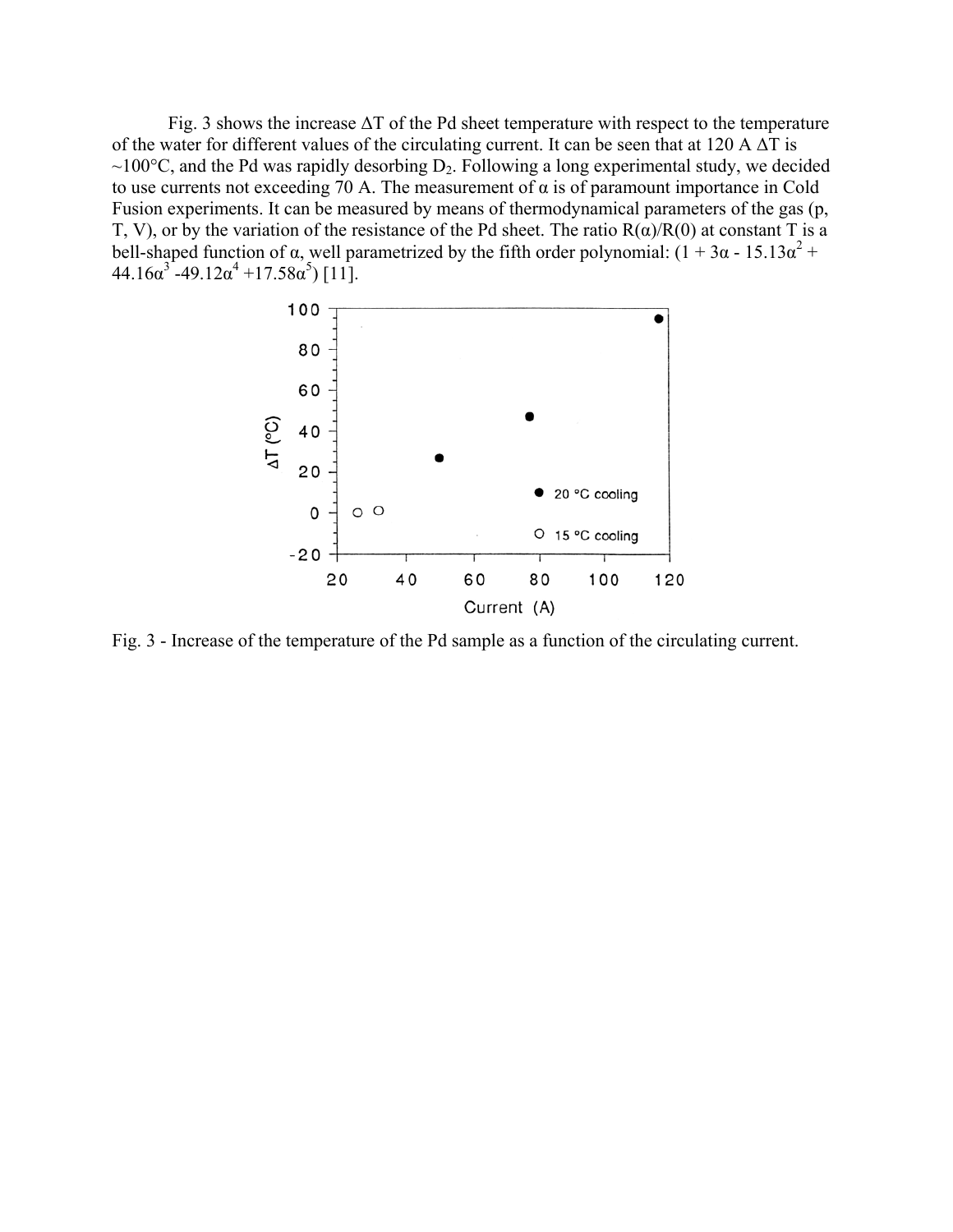Fig. 3 shows the increase $\Delta T$ of the Pd sheet temperature with respect to the temperature of the water for different values of the circulating current. It can be seen that at 120 A $\Delta T$ is ~100°C, and the Pd was rapidly desorbing $D_2$. Following a long experimental study, we decided to use currents not exceeding 70 A. The measurement of $\alpha$ is of paramount importance in Cold Fusion experiments. It can be measured by means of thermodynamical parameters of the gas (p, T, V), or by the variation of the resistance of the Pd sheet. The ratio $R(\alpha)/R(0)$ at constant T is a bell-shaped function of $\alpha$, well parametrized by the fifth order polynomial: $(1 + 3\alpha - 15.13\alpha^2 + 44.16\alpha^3 - 49.12\alpha^4 + 17.58\alpha^5)$ [11].

Fig. 3 - Increase of the temperature of the Pd sample as a function of the circulating current.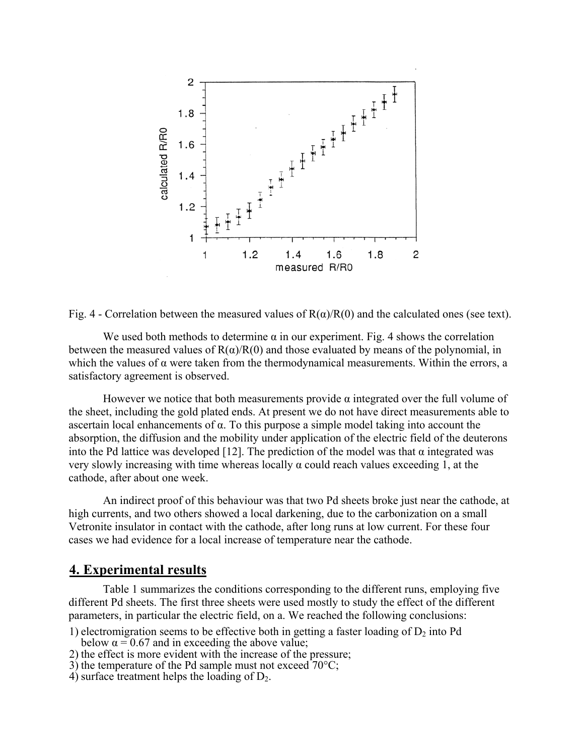Fig. 4 - Correlation between the measured values of $R(\alpha)/R(0)$ and the calculated ones (see text).

We used both methods to determine $\alpha$ in our experiment. Fig. 4 shows the correlation between the measured values of $R(\alpha)/R(0)$ and those evaluated by means of the polynomial, in which the values of $\alpha$ were taken from the thermodynamical measurements. Within the errors, a satisfactory agreement is observed.

However we notice that both measurements provide $\alpha$ integrated over the full volume of the sheet, including the gold plated ends. At present we do not have direct measurements able to ascertain local enhancements of $\alpha$. To this purpose a simple model taking into account the absorption, the diffusion and the mobility under application of the electric field of the deuterons into the Pd lattice was developed [12]. The prediction of the model was that $\alpha$ integrated was very slowly increasing with time whereas locally $\alpha$ could reach values exceeding 1, at the cathode, after about one week.

An indirect proof of this behaviour was that two Pd sheets broke just near the cathode, at high currents, and two others showed a local darkening, due to the carbonization on a small Vetronite insulator in contact with the cathode, after long runs at low current. For these four cases we had evidence for a local increase of temperature near the cathode.

## 4. Experimental results

Table 1 summarizes the conditions corresponding to the different runs, employing five different Pd sheets. The first three sheets were used mostly to study the effect of the different parameters, in particular the electric field, on a. We reached the following conclusions:

1) electromigration seems to be effective both in getting a faster loading of $D_2$ into Pd below $\alpha = 0.67$ and in exceeding the above value;
2) the effect is more evident with the increase of the pressure;
3) the temperature of the Pd sample must not exceed 70°C;
4) surface treatment helps the loading of $D_2$.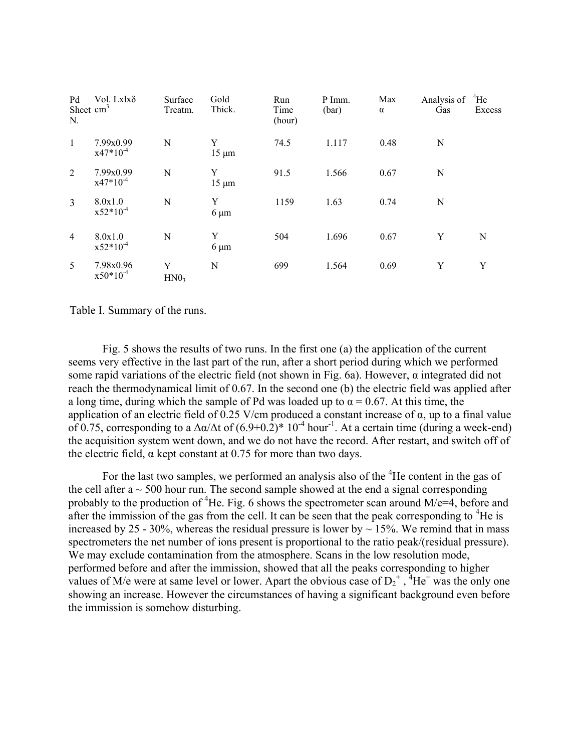| Pd Sheet N. | Vol. Lxlxδ $cm^3$ | Surface Treatm. | Gold Thick. | Run Time (hour) | P Imm. (bar) | Max α | Analysis of Gas | $^4$He Excess |
|---|---|---|---|---|---|---|---|---|
| 1 | 7.99x0.99 x47*10$^{-4}$ | N | Y 15 μm | 74.5 | 1.117 | 0.48 | N | |
| 2 | 7.99x0.99 x47*10$^{-4}$ | N | Y 15 μm | 91.5 | 1.566 | 0.67 | N | |
| 3 | 8.0x1.0 x52*10$^{-4}$ | N | Y 6 μm | 1159 | 1.63 | 0.74 | N | |
| 4 | 8.0x1.0 x52*10$^{-4}$ | N | Y 6 μm | 504 | 1.696 | 0.67 | Y | N |
| 5 | 7.98x0.96 x50*10$^{-4}$ | Y $HN0_3$ | N | 699 | 1.564 | 0.69 | Y | Y |

Table I. Summary of the runs.

Fig. 5 shows the results of two runs. In the first one (a) the application of the current seems very effective in the last part of the run, after a short period during which we performed some rapid variations of the electric field (not shown in Fig. 6a). However, α integrated did not reach the thermodynamical limit of 0.67. In the second one (b) the electric field was applied after a long time, during which the sample of Pd was loaded up to α = 0.67. At this time, the application of an electric field of 0.25 V/cm produced a constant increase of α, up to a final value of 0.75, corresponding to a $\Delta\alpha/\Delta t$ of $(6.9+0.2)* 10^{-4}$ $hour^{-1}$. At a certain time (during a week-end) the acquisition system went down, and we do not have the record. After restart, and switch off of the electric field, α kept constant at 0.75 for more than two days.

For the last two samples, we performed an analysis also of the $^4$He content in the gas of the cell after a ~ 500 hour run. The second sample showed at the end a signal corresponding probably to the production of $^4$He. Fig. 6 shows the spectrometer scan around M/e=4, before and after the immission of the gas from the cell. It can be seen that the peak corresponding to $^4$He is increased by 25 - 30%, whereas the residual pressure is lower by ~ 15%. We remind that in mass spectrometers the net number of ions present is proportional to the ratio peak/(residual pressure). We may exclude contamination from the atmosphere. Scans in the low resolution mode, performed before and after the immission, showed that all the peaks corresponding to higher values of M/e were at same level or lower. Apart the obvious case of $D_2^+$ , $^4He^+$ was the only one showing an increase. However the circumstances of having a significant background even before the immission is somehow disturbing.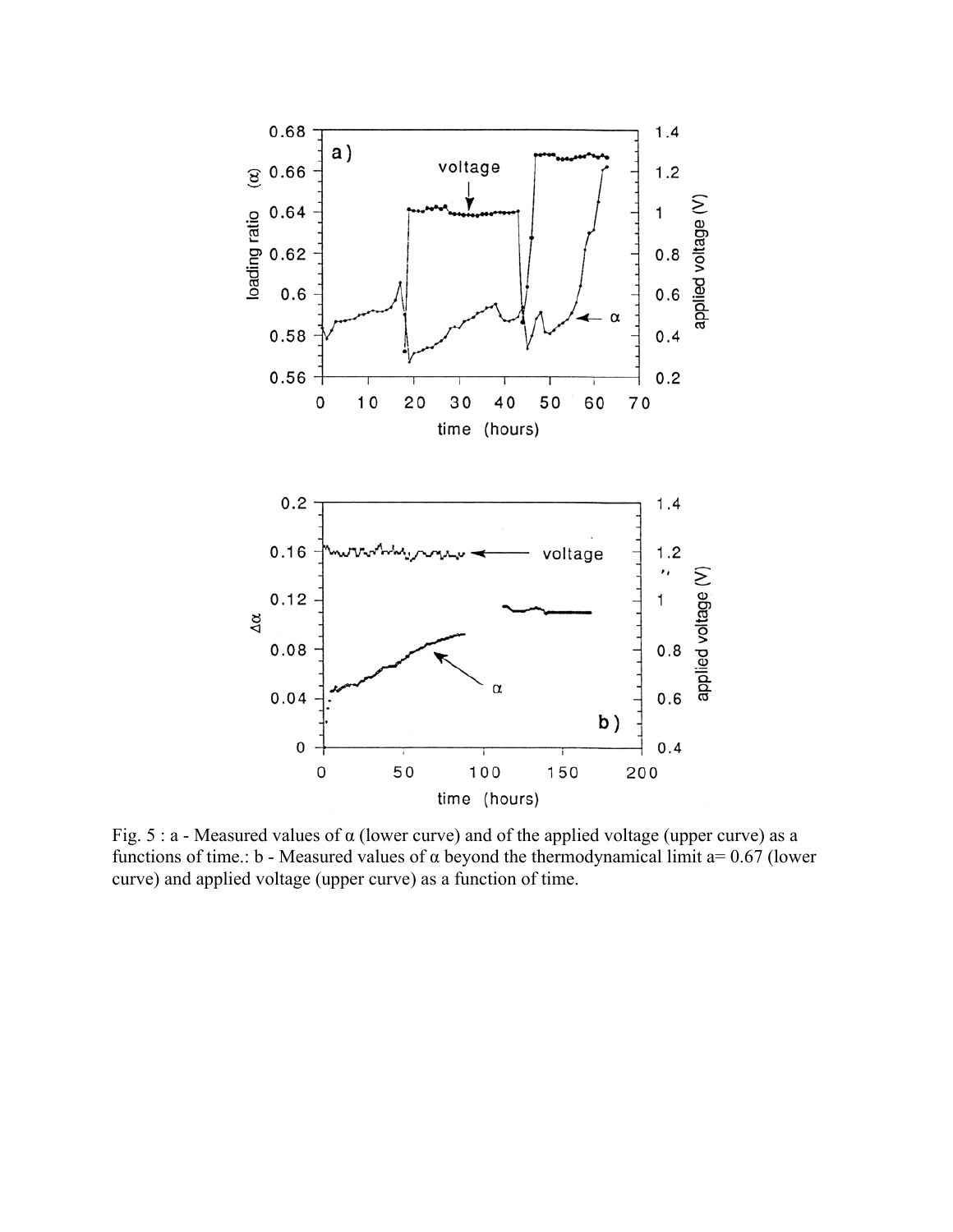Fig. 5 : a - Measured values of $\alpha$ (lower curve) and of the applied voltage (upper curve) as a functions of time.: b - Measured values of $\alpha$ beyond the thermodynamical limit a= 0.67 (lower curve) and applied voltage (upper curve) as a function of time.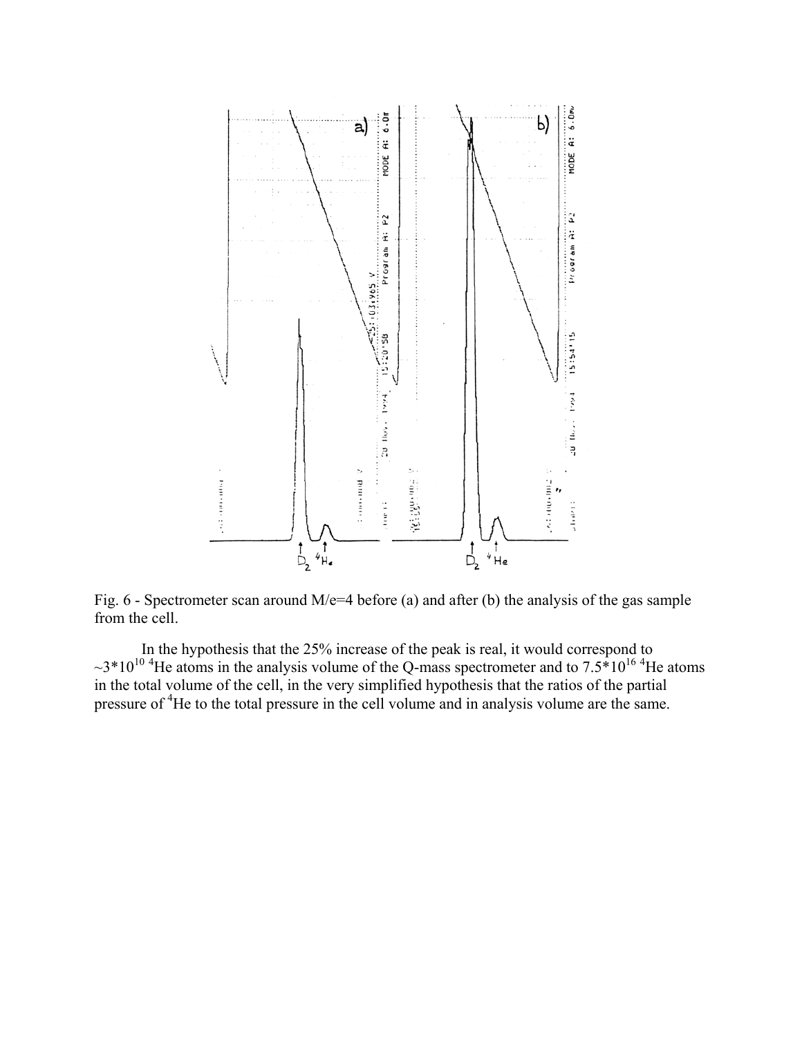Fig. 6 - Spectrometer scan around M/e=4 before (a) and after (b) the analysis of the gas sample from the cell.

In the hypothesis that the 25% increase of the peak is real, it would correspond to $\sim 3*10^{10}$ $^4He$ atoms in the analysis volume of the Q-mass spectrometer and to $7.5*10^{16}$ $^4He$ atoms in the total volume of the cell, in the very simplified hypothesis that the ratios of the partial pressure of $^4He$ to the total pressure in the cell volume and in analysis volume are the same.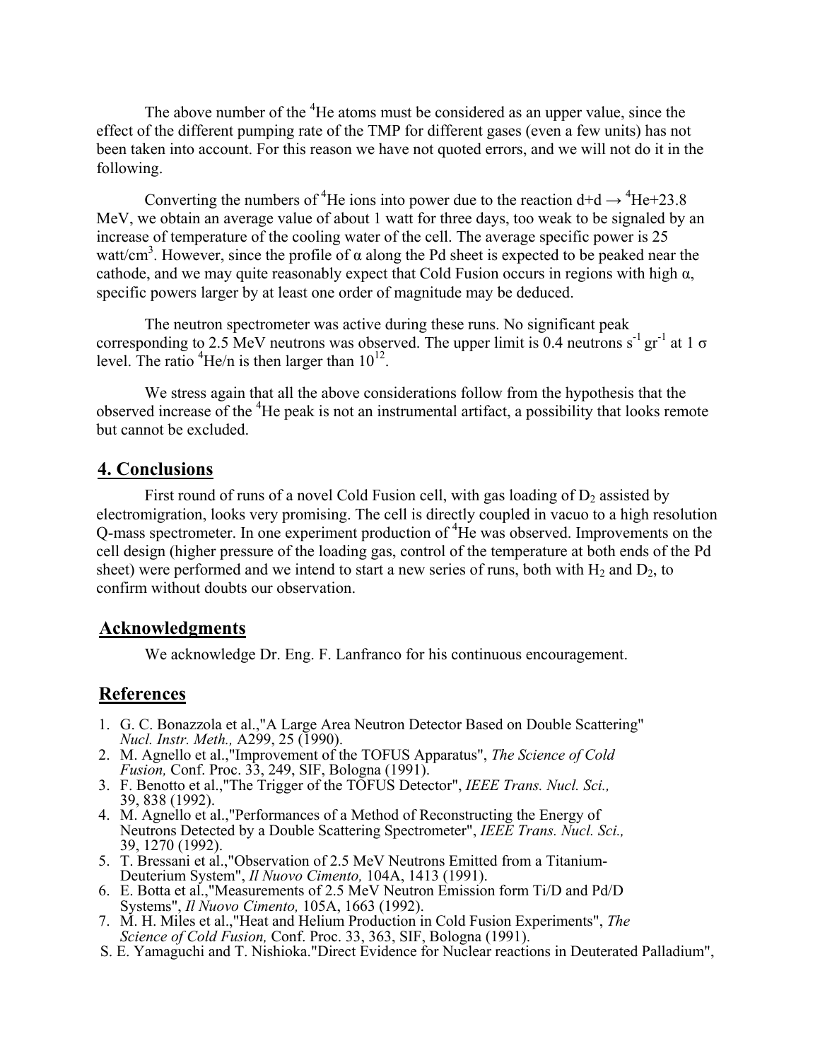The above number of the $^4$He atoms must be considered as an upper value, since the effect of the different pumping rate of the TMP for different gases (even a few units) has not been taken into account. For this reason we have not quoted errors, and we will not do it in the following.

Converting the numbers of $^4$He ions into power due to the reaction d+d $\rightarrow$ $^4$He+23.8 MeV, we obtain an average value of about 1 watt for three days, too weak to be signaled by an increase of temperature of the cooling water of the cell. The average specific power is 25 watt/cm$^3$. However, since the profile of $\alpha$ along the Pd sheet is expected to be peaked near the cathode, and we may quite reasonably expect that Cold Fusion occurs in regions with high $\alpha$, specific powers larger by at least one order of magnitude may be deduced.

The neutron spectrometer was active during these runs. No significant peak corresponding to 2.5 MeV neutrons was observed. The upper limit is 0.4 neutrons s$^{-1}$ gr$^{-1}$ at 1 $\sigma$ level. The ratio $^4$He/n is then larger than $10^{12}$.

We stress again that all the above considerations follow from the hypothesis that the observed increase of the $^4$He peak is not an instrumental artifact, a possibility that looks remote but cannot be excluded.

## 4. Conclusions

First round of runs of a novel Cold Fusion cell, with gas loading of $D_2$ assisted by electromigration, looks very promising. The cell is directly coupled in vacuo to a high resolution Q-mass spectrometer. In one experiment production of $^4$He was observed. Improvements on the cell design (higher pressure of the loading gas, control of the temperature at both ends of the Pd sheet) were performed and we intend to start a new series of runs, both with $H_2$ and $D_2$, to confirm without doubts our observation.

## Acknowledgments

We acknowledge Dr. Eng. F. Lanfranco for his continuous encouragement.

## References

1. G. C. Bonazzola et al.,"A Large Area Neutron Detector Based on Double Scattering" *Nucl. Instr. Meth.,* A299, 25 (1990).
2. M. Agnello et al.,"Improvement of the TOFUS Apparatus", *The Science of Cold Fusion,* Conf. Proc. 33, 249, SIF, Bologna (1991).
3. F. Benotto et al.,"The Trigger of the TOFUS Detector", *IEEE Trans. Nucl. Sci.,* 39, 838 (1992).
4. M. Agnello et al.,"Performances of a Method of Reconstructing the Energy of Neutrons Detected by a Double Scattering Spectrometer", *IEEE Trans. Nucl. Sci.,* 39, 1270 (1992).
5. T. Bressani et al.,"Observation of 2.5 MeV Neutrons Emitted from a Titanium-Deuterium System", *Il Nuovo Cimento,* 104A, 1413 (1991).
6. E. Botta et al.,"Measurements of 2.5 MeV Neutron Emission form Ti/D and Pd/D Systems", *Il Nuovo Cimento,* 105A, 1663 (1992).
7. M. H. Miles et al.,"Heat and Helium Production in Cold Fusion Experiments", *The Science of Cold Fusion,* Conf. Proc. 33, 363, SIF, Bologna (1991).

S. E. Yamaguchi and T. Nishioka."Direct Evidence for Nuclear reactions in Deuterated Palladium",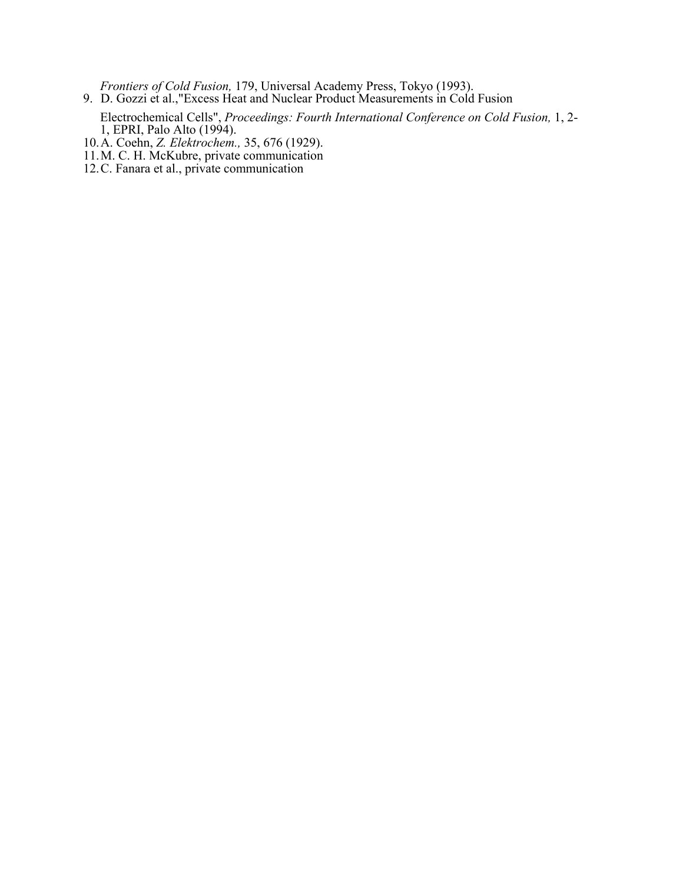*Frontiers of Cold Fusion,* 179, Universal Academy Press, Tokyo (1993).

9. D. Gozzi et al.,"Excess Heat and Nuclear Product Measurements in Cold Fusion Electrochemical Cells", *Proceedings: Fourth International Conference on Cold Fusion,* 1, 2-1, EPRI, Palo Alto (1994).
10. A. Coehn, *Z. Elektrochem.,* 35, 676 (1929).
11. M. C. H. McKubre, private communication
12. C. Fanara et al., private communication